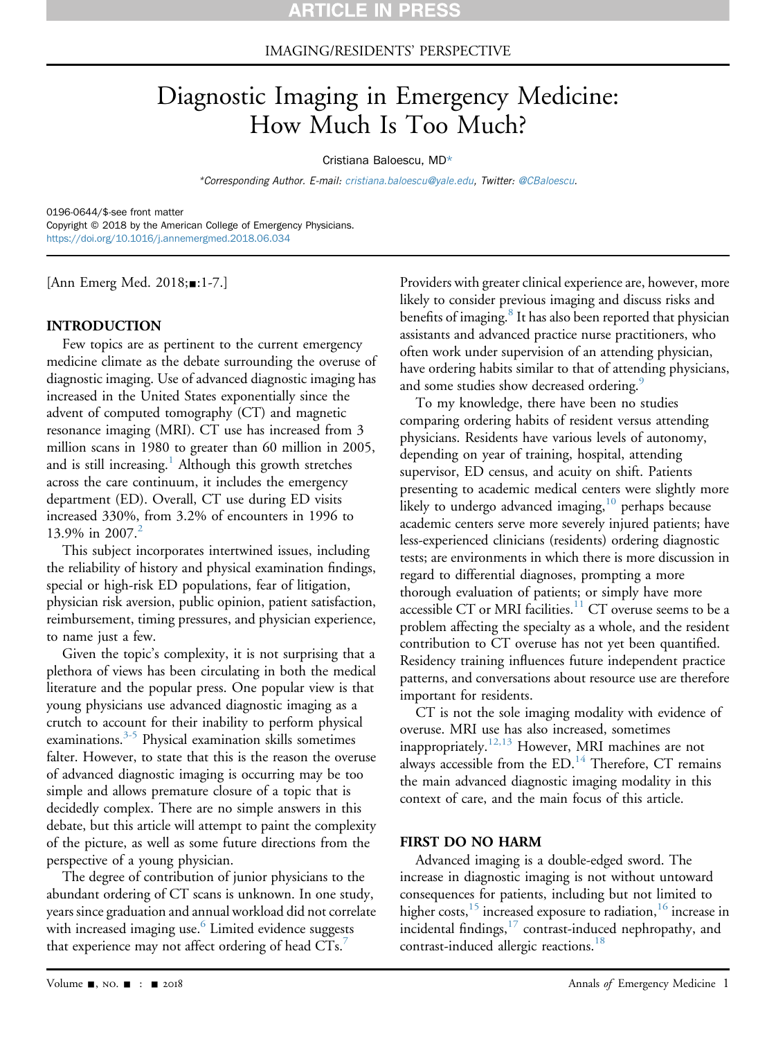IMAGING/RESIDENTS' PERSPECTIVE

# Diagnostic Imaging in Emergency Medicine: How Much Is Too Much?

Cristiana Baloescu, MD*

*Corresponding Author. E-mail: cristiana.baloescu@yale.edu, Twitter: @CBaloescu.

0196-0644/$-see front matter
Copyright © 2018 by the American College of Emergency Physicians.
https://doi.org/10.1016/j.annemergmed.2018.06.034

[Ann Emerg Med. 2018;■:1-7.]

## INTRODUCTION

Few topics are as pertinent to the current emergency medicine climate as the debate surrounding the overuse of diagnostic imaging. Use of advanced diagnostic imaging has increased in the United States exponentially since the advent of computed tomography (CT) and magnetic resonance imaging (MRI). CT use has increased from 3 million scans in 1980 to greater than 60 million in 2005, and is still increasing.[1] Although this growth stretches across the care continuum, it includes the emergency department (ED). Overall, CT use during ED visits increased 330%, from 3.2% of encounters in 1996 to 13.9% in 2007.[2]

This subject incorporates intertwined issues, including the reliability of history and physical examination findings, special or high-risk ED populations, fear of litigation, physician risk aversion, public opinion, patient satisfaction, reimbursement, timing pressures, and physician experience, to name just a few.

Given the topic's complexity, it is not surprising that a plethora of views has been circulating in both the medical literature and the popular press. One popular view is that young physicians use advanced diagnostic imaging as a crutch to account for their inability to perform physical examinations.[3-5] Physical examination skills sometimes falter. However, to state that this is the reason the overuse of advanced diagnostic imaging is occurring may be too simple and allows premature closure of a topic that is decidedly complex. There are no simple answers in this debate, but this article will attempt to paint the complexity of the picture, as well as some future directions from the perspective of a young physician.

The degree of contribution of junior physicians to the abundant ordering of CT scans is unknown. In one study, years since graduation and annual workload did not correlate with increased imaging use.[6] Limited evidence suggests that experience may not affect ordering of head CTs.[7] Providers with greater clinical experience are, however, more likely to consider previous imaging and discuss risks and benefits of imaging.[8] It has also been reported that physician assistants and advanced practice nurse practitioners, who often work under supervision of an attending physician, have ordering habits similar to that of attending physicians, and some studies show decreased ordering.[9]

To my knowledge, there have been no studies comparing ordering habits of resident versus attending physicians. Residents have various levels of autonomy, depending on year of training, hospital, attending supervisor, ED census, and acuity on shift. Patients presenting to academic medical centers were slightly more likely to undergo advanced imaging,[10] perhaps because academic centers serve more severely injured patients; have less-experienced clinicians (residents) ordering diagnostic tests; are environments in which there is more discussion in regard to differential diagnoses, prompting a more thorough evaluation of patients; or simply have more accessible CT or MRI facilities.[11] CT overuse seems to be a problem affecting the specialty as a whole, and the resident contribution to CT overuse has not yet been quantified. Residency training influences future independent practice patterns, and conversations about resource use are therefore important for residents.

CT is not the sole imaging modality with evidence of overuse. MRI use has also increased, sometimes inappropriately.[12,13] However, MRI machines are not always accessible from the ED.[14] Therefore, CT remains the main advanced diagnostic imaging modality in this context of care, and the main focus of this article.

## FIRST DO NO HARM

Advanced imaging is a double-edged sword. The increase in diagnostic imaging is not without untoward consequences for patients, including but not limited to higher costs,[15] increased exposure to radiation,[16] increase in incidental findings,[17] contrast-induced nephropathy, and contrast-induced allergic reactions.[18]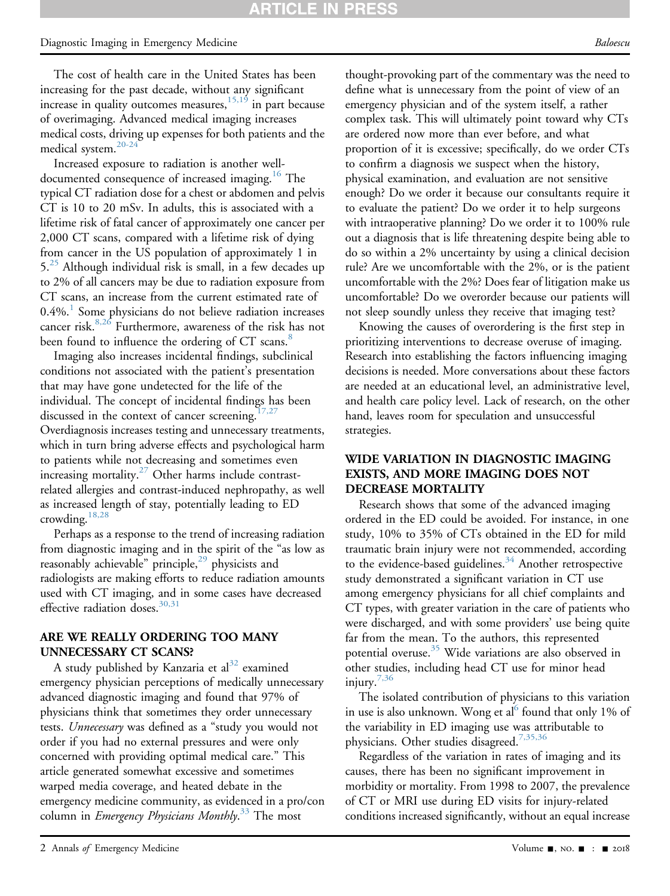The cost of health care in the United States has been increasing for the past decade, without any significant increase in quality outcomes measures,[15,19] in part because of overimaging. Advanced medical imaging increases medical costs, driving up expenses for both patients and the medical system.[20-24]

Increased exposure to radiation is another well-documented consequence of increased imaging.[16] The typical CT radiation dose for a chest or abdomen and pelvis CT is 10 to 20 mSv. In adults, this is associated with a lifetime risk of fatal cancer of approximately one cancer per 2,000 CT scans, compared with a lifetime risk of dying from cancer in the US population of approximately 1 in 5.[25] Although individual risk is small, in a few decades up to 2% of all cancers may be due to radiation exposure from CT scans, an increase from the current estimated rate of 0.4%.[1] Some physicians do not believe radiation increases cancer risk.[8,26] Furthermore, awareness of the risk has not been found to influence the ordering of CT scans.[8]

Imaging also increases incidental findings, subclinical conditions not associated with the patient's presentation that may have gone undetected for the life of the individual. The concept of incidental findings has been discussed in the context of cancer screening.[17,27] Overdiagnosis increases testing and unnecessary treatments, which in turn bring adverse effects and psychological harm to patients while not decreasing and sometimes even increasing mortality.[27] Other harms include contrast-related allergies and contrast-induced nephropathy, as well as increased length of stay, potentially leading to ED crowding.[18,28]

Perhaps as a response to the trend of increasing radiation from diagnostic imaging and in the spirit of the "as low as reasonably achievable" principle,[29] physicists and radiologists are making efforts to reduce radiation amounts used with CT imaging, and in some cases have decreased effective radiation doses.[30,31]

## ARE WE REALLY ORDERING TOO MANY UNNECESSARY CT SCANS?

A study published by Kanzaria et al[32] examined emergency physician perceptions of medically unnecessary advanced diagnostic imaging and found that 97% of physicians think that sometimes they order unnecessary tests. *Unnecessary* was defined as a "study you would not order if you had no external pressures and were only concerned with providing optimal medical care." This article generated somewhat excessive and sometimes warped media coverage, and heated debate in the emergency medicine community, as evidenced in a pro/con column in *Emergency Physicians Monthly*.[33] The most thought-provoking part of the commentary was the need to define what is unnecessary from the point of view of an emergency physician and of the system itself, a rather complex task. This will ultimately point toward why CTs are ordered now more than ever before, and what proportion of it is excessive; specifically, do we order CTs to confirm a diagnosis we suspect when the history, physical examination, and evaluation are not sensitive enough? Do we order it because our consultants require it to evaluate the patient? Do we order it to help surgeons with intraoperative planning? Do we order it to 100% rule out a diagnosis that is life threatening despite being able to do so within a 2% uncertainty by using a clinical decision rule? Are we uncomfortable with the 2%, or is the patient uncomfortable with the 2%? Does fear of litigation make us uncomfortable? Do we overorder because our patients will not sleep soundly unless they receive that imaging test?

Knowing the causes of overordering is the first step in prioritizing interventions to decrease overuse of imaging. Research into establishing the factors influencing imaging decisions is needed. More conversations about these factors are needed at an educational level, an administrative level, and health care policy level. Lack of research, on the other hand, leaves room for speculation and unsuccessful strategies.

## WIDE VARIATION IN DIAGNOSTIC IMAGING EXISTS, AND MORE IMAGING DOES NOT DECREASE MORTALITY

Research shows that some of the advanced imaging ordered in the ED could be avoided. For instance, in one study, 10% to 35% of CTs obtained in the ED for mild traumatic brain injury were not recommended, according to the evidence-based guidelines.[34] Another retrospective study demonstrated a significant variation in CT use among emergency physicians for all chief complaints and CT types, with greater variation in the care of patients who were discharged, and with some providers' use being quite far from the mean. To the authors, this represented potential overuse.[35] Wide variations are also observed in other studies, including head CT use for minor head injury.[7,36]

The isolated contribution of physicians to this variation in use is also unknown. Wong et al[6] found that only 1% of the variability in ED imaging use was attributable to physicians. Other studies disagreed.[7,35,36]

Regardless of the variation in rates of imaging and its causes, there has been no significant improvement in morbidity or mortality. From 1998 to 2007, the prevalence of CT or MRI use during ED visits for injury-related conditions increased significantly, without an equal increase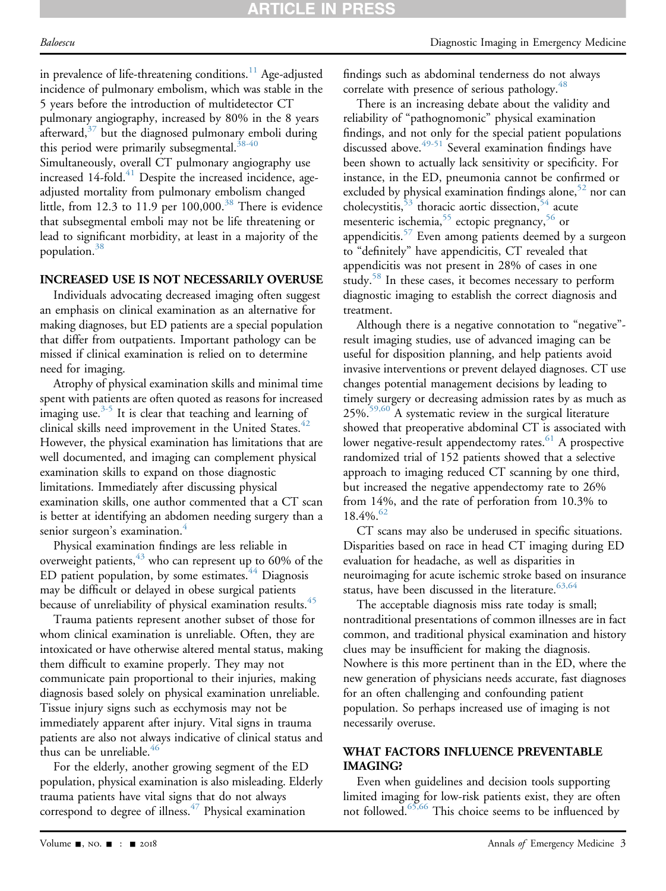in prevalence of life-threatening conditions.[11] Age-adjusted incidence of pulmonary embolism, which was stable in the 5 years before the introduction of multidetector CT pulmonary angiography, increased by 80% in the 8 years afterward,[37] but the diagnosed pulmonary emboli during this period were primarily subsegmental.[38-40] Simultaneously, overall CT pulmonary angiography use increased 14-fold.[41] Despite the increased incidence, age-adjusted mortality from pulmonary embolism changed little, from 12.3 to 11.9 per 100,000.[38] There is evidence that subsegmental emboli may not be life threatening or lead to significant morbidity, at least in a majority of the population.[38]

## INCREASED USE IS NOT NECESSARILY OVERUSE

Individuals advocating decreased imaging often suggest an emphasis on clinical examination as an alternative for making diagnoses, but ED patients are a special population that differ from outpatients. Important pathology can be missed if clinical examination is relied on to determine need for imaging.

Atrophy of physical examination skills and minimal time spent with patients are often quoted as reasons for increased imaging use.[3-5] It is clear that teaching and learning of clinical skills need improvement in the United States.[42] However, the physical examination has limitations that are well documented, and imaging can complement physical examination skills to expand on those diagnostic limitations. Immediately after discussing physical examination skills, one author commented that a CT scan is better at identifying an abdomen needing surgery than a senior surgeon's examination.[4]

Physical examination findings are less reliable in overweight patients,[43] who can represent up to 60% of the ED patient population, by some estimates.[44] Diagnosis may be difficult or delayed in obese surgical patients because of unreliability of physical examination results.[45]

Trauma patients represent another subset of those for whom clinical examination is unreliable. Often, they are intoxicated or have otherwise altered mental status, making them difficult to examine properly. They may not communicate pain proportional to their injuries, making diagnosis based solely on physical examination unreliable. Tissue injury signs such as ecchymosis may not be immediately apparent after injury. Vital signs in trauma patients are also not always indicative of clinical status and thus can be unreliable.[46]

For the elderly, another growing segment of the ED population, physical examination is also misleading. Elderly trauma patients have vital signs that do not always correspond to degree of illness.[47] Physical examination findings such as abdominal tenderness do not always correlate with presence of serious pathology.[48]

There is an increasing debate about the validity and reliability of "pathognomonic" physical examination findings, and not only for the special patient populations discussed above.[49-51] Several examination findings have been shown to actually lack sensitivity or specificity. For instance, in the ED, pneumonia cannot be confirmed or excluded by physical examination findings alone,[52] nor can cholecystitis,[53] thoracic aortic dissection,[54] acute mesenteric ischemia,[55] ectopic pregnancy,[56] or appendicitis.[57] Even among patients deemed by a surgeon to "definitely" have appendicitis, CT revealed that appendicitis was not present in 28% of cases in one study.[58] In these cases, it becomes necessary to perform diagnostic imaging to establish the correct diagnosis and treatment.

Although there is a negative connotation to "negative"-result imaging studies, use of advanced imaging can be useful for disposition planning, and help patients avoid invasive interventions or prevent delayed diagnoses. CT use changes potential management decisions by leading to timely surgery or decreasing admission rates by as much as 25%.[59,60] A systematic review in the surgical literature showed that preoperative abdominal CT is associated with lower negative-result appendectomy rates.[61] A prospective randomized trial of 152 patients showed that a selective approach to imaging reduced CT scanning by one third, but increased the negative appendectomy rate to 26% from 14%, and the rate of perforation from 10.3% to 18.4%.[62]

CT scans may also be underused in specific situations. Disparities based on race in head CT imaging during ED evaluation for headache, as well as disparities in neuroimaging for acute ischemic stroke based on insurance status, have been discussed in the literature.[63,64]

The acceptable diagnosis miss rate today is small; nontraditional presentations of common illnesses are in fact common, and traditional physical examination and history clues may be insufficient for making the diagnosis. Nowhere is this more pertinent than in the ED, where the new generation of physicians needs accurate, fast diagnoses for an often challenging and confounding patient population. So perhaps increased use of imaging is not necessarily overuse.

## WHAT FACTORS INFLUENCE PREVENTABLE IMAGING?

Even when guidelines and decision tools supporting limited imaging for low-risk patients exist, they are often not followed.[65,66] This choice seems to be influenced by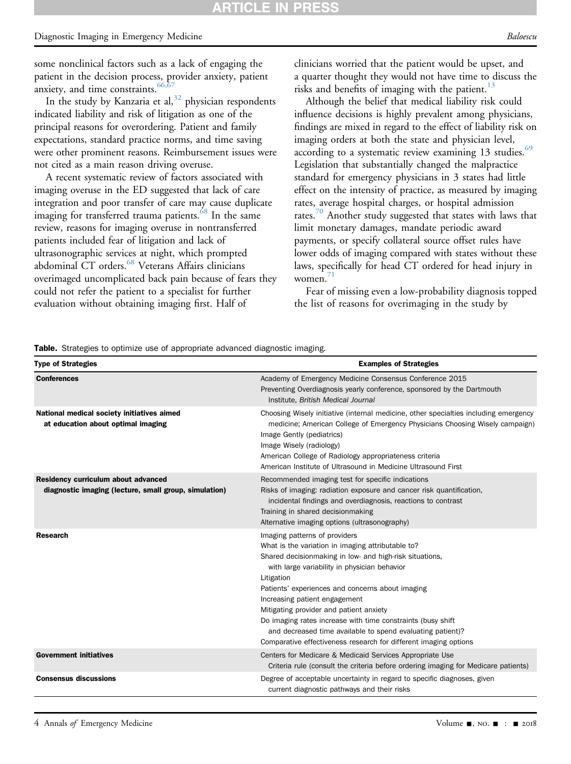some nonclinical factors such as a lack of engaging the patient in the decision process, provider anxiety, patient anxiety, and time constraints.[66,67]

In the study by Kanzaria et al,[32] physician respondents indicated liability and risk of litigation as one of the principal reasons for overordering. Patient and family expectations, standard practice norms, and time saving were other prominent reasons. Reimbursement issues were not cited as a main reason driving overuse.

A recent systematic review of factors associated with imaging overuse in the ED suggested that lack of care integration and poor transfer of care may cause duplicate imaging for transferred trauma patients.[68] In the same review, reasons for imaging overuse in nontransferred patients included fear of litigation and lack of ultrasonographic services at night, which prompted abdominal CT orders.[68] Veterans Affairs clinicians overimaged uncomplicated back pain because of fears they could not refer the patient to a specialist for further evaluation without obtaining imaging first. Half of clinicians worried that the patient would be upset, and a quarter thought they would not have time to discuss the risks and benefits of imaging with the patient.[13]

Although the belief that medical liability risk could influence decisions is highly prevalent among physicians, findings are mixed in regard to the effect of liability risk on imaging orders at both the state and physician level, according to a systematic review examining 13 studies.[69] Legislation that substantially changed the malpractice standard for emergency physicians in 3 states had little effect on the intensity of practice, as measured by imaging rates, average hospital charges, or hospital admission rates.[70] Another study suggested that states with laws that limit monetary damages, mandate periodic award payments, or specify collateral source offset rules have lower odds of imaging compared with states without these laws, specifically for head CT ordered for head injury in women.[71]

Fear of missing even a low-probability diagnosis topped the list of reasons for overimaging in the study by

**Table.** Strategies to optimize use of appropriate advanced diagnostic imaging.

| Type of Strategies | Examples of Strategies |
|---|---|
| **Conferences** | Academy of Emergency Medicine Consensus Conference 2015<br>Preventing Overdiagnosis yearly conference, sponsored by the Dartmouth Institute, *British Medical Journal* |
| **National medical society initiatives aimed at education about optimal imaging** | Choosing Wisely initiative (internal medicine, other specialties including emergency medicine; American College of Emergency Physicians Choosing Wisely campaign)<br>Image Gently (pediatrics)<br>Image Wisely (radiology)<br>American College of Radiology appropriateness criteria<br>American Institute of Ultrasound in Medicine Ultrasound First |
| **Residency curriculum about advanced diagnostic imaging (lecture, small group, simulation)** | Recommended imaging test for specific indications<br>Risks of imaging: radiation exposure and cancer risk quantification, incidental findings and overdiagnosis, reactions to contrast<br>Training in shared decisionmaking<br>Alternative imaging options (ultrasonography) |
| **Research** | Imaging patterns of providers<br>What is the variation in imaging attributable to?<br>Shared decisionmaking in low- and high-risk situations, with large variability in physician behavior<br>Litigation<br>Patients' experiences and concerns about imaging<br>Increasing patient engagement<br>Mitigating provider and patient anxiety<br>Do imaging rates increase with time constraints (busy shift and decreased time available to spend evaluating patient)?<br>Comparative effectiveness research for different imaging options |
| **Government initiatives** | Centers for Medicare & Medicaid Services Appropriate Use Criteria rule (consult the criteria before ordering imaging for Medicare patients) |
| **Consensus discussions** | Degree of acceptable uncertainty in regard to specific diagnoses, given current diagnostic pathways and their risks |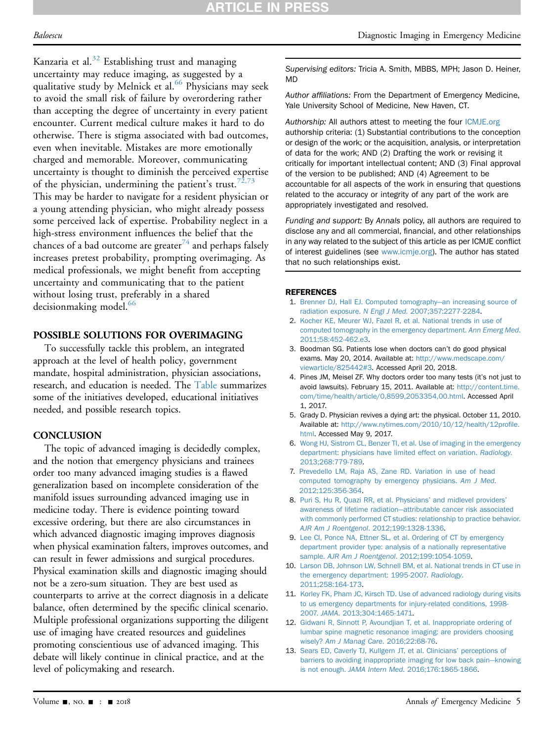Kanzaria et al.[32] Establishing trust and managing uncertainty may reduce imaging, as suggested by a qualitative study by Melnick et al.[66] Physicians may seek to avoid the small risk of failure by overordering rather than accepting the degree of uncertainty in every patient encounter. Current medical culture makes it hard to do otherwise. There is stigma associated with bad outcomes, even when inevitable. Mistakes are more emotionally charged and memorable. Moreover, communicating uncertainty is thought to diminish the perceived expertise of the physician, undermining the patient's trust.[72,73] This may be harder to navigate for a resident physician or a young attending physician, who might already possess some perceived lack of expertise. Probability neglect in a high-stress environment influences the belief that the chances of a bad outcome are greater[74] and perhaps falsely increases pretest probability, prompting overimaging. As medical professionals, we might benefit from accepting uncertainty and communicating that to the patient without losing trust, preferably in a shared decisionmaking model.[66]

## POSSIBLE SOLUTIONS FOR OVERIMAGING

To successfully tackle this problem, an integrated approach at the level of health policy, government mandate, hospital administration, physician associations, research, and education is needed. The Table summarizes some of the initiatives developed, educational initiatives needed, and possible research topics.

## CONCLUSION

The topic of advanced imaging is decidedly complex, and the notion that emergency physicians and trainees order too many advanced imaging studies is a flawed generalization based on incomplete consideration of the manifold issues surrounding advanced imaging use in medicine today. There is evidence pointing toward excessive ordering, but there are also circumstances in which advanced diagnostic imaging improves diagnosis when physical examination falters, improves outcomes, and can result in fewer admissions and surgical procedures. Physical examination skills and diagnostic imaging should not be a zero-sum situation. They are best used as counterparts to arrive at the correct diagnosis in a delicate balance, often determined by the specific clinical scenario. Multiple professional organizations supporting the diligent use of imaging have created resources and guidelines promoting conscientious use of advanced imaging. This debate will likely continue in clinical practice, and at the level of policymaking and research.

*Supervising editors:* Tricia A. Smith, MBBS, MPH; Jason D. Heiner, MD

*Author affiliations:* From the Department of Emergency Medicine, Yale University School of Medicine, New Haven, CT.

*Authorship:* All authors attest to meeting the four ICMJE.org authorship criteria: (1) Substantial contributions to the conception or design of the work; or the acquisition, analysis, or interpretation of data for the work; AND (2) Drafting the work or revising it critically for important intellectual content; AND (3) Final approval of the version to be published; AND (4) Agreement to be accountable for all aspects of the work in ensuring that questions related to the accuracy or integrity of any part of the work are appropriately investigated and resolved.

*Funding and support:* By *Annals* policy, all authors are required to disclose any and all commercial, financial, and other relationships in any way related to the subject of this article as per ICMJE conflict of interest guidelines (see www.icmje.org). The author has stated that no such relationships exist.

## REFERENCES

1. Brenner DJ, Hall EJ. Computed tomography—an increasing source of radiation exposure. *N Engl J Med.* 2007;357:2277-2284.
2. Kocher KE, Meurer WJ, Fazel R, et al. National trends in use of computed tomography in the emergency department. *Ann Emerg Med.* 2011;58:452-462.e3.
3. Boodman SG. Patients lose when doctors can't do good physical exams. May 20, 2014. Available at: http://www.medscape.com/viewarticle/825442#3. Accessed April 20, 2018.
4. Pines JM, Meisel ZF. Why doctors order too many tests (it's not just to avoid lawsuits). February 15, 2011. Available at: http://content.time.com/time/health/article/0,8599,2053354,00.html. Accessed April 1, 2017.
5. Grady D. Physician revives a dying art: the physical. October 11, 2010. Available at: http://www.nytimes.com/2010/10/12/health/12profile.html. Accessed May 9, 2017.
6. Wong HJ, Sistrom CL, Benzer TI, et al. Use of imaging in the emergency department: physicians have limited effect on variation. *Radiology.* 2013;268:779-789.
7. Prevedello LM, Raja AS, Zane RD. Variation in use of head computed tomography by emergency physicians. *Am J Med.* 2012;125:356-364.
8. Puri S, Hu R, Quazi RR, et al. Physicians' and midlevel providers' awareness of lifetime radiation—attributable cancer risk associated with commonly performed CT studies: relationship to practice behavior. *AJR Am J Roentgenol.* 2012;199:1328-1336.
9. Lee CI, Ponce NA, Ettner SL, et al. Ordering of CT by emergency department provider type: analysis of a nationally representative sample. *AJR Am J Roentgenol.* 2012;199:1054-1059.
10. Larson DB, Johnson LW, Schnell BM, et al. National trends in CT use in the emergency department: 1995-2007. *Radiology.* 2011;258:164-173.
11. Korley FK, Pham JC, Kirsch TD. Use of advanced radiology during visits to us emergency departments for injury-related conditions, 1998-2007. *JAMA.* 2013;304:1465-1471.
12. Gidwani R, Sinnott P, Avoundjian T, et al. Inappropriate ordering of lumbar spine magnetic resonance imaging: are providers choosing wisely? *Am J Manag Care.* 2016;22:68-76.
13. Sears ED, Caverly TJ, Kullgern JT, et al. Clinicians' perceptions of barriers to avoiding inappropriate imaging for low back pain—knowing is not enough. *JAMA Intern Med.* 2016;176:1865-1866.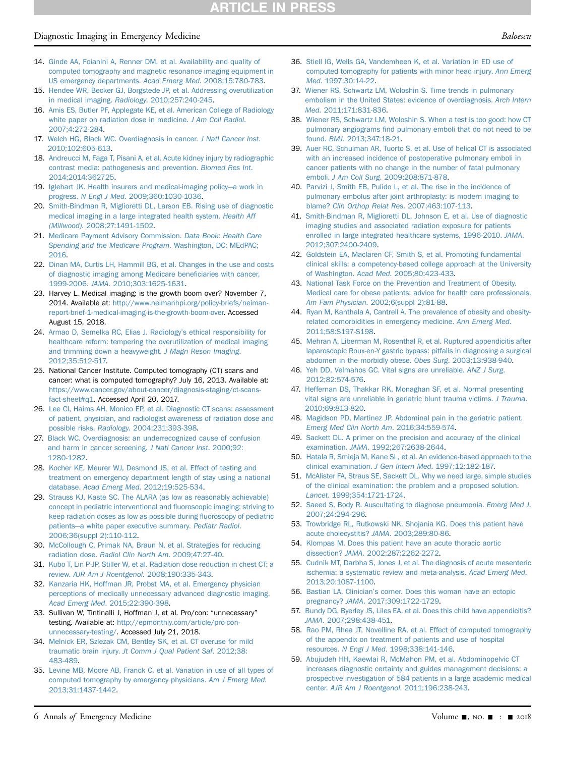14. Ginde AA, Foianini A, Renner DM, et al. Availability and quality of computed tomography and magnetic resonance imaging equipment in US emergency departments. *Acad Emerg Med*. 2008;15:780-783.
15. Hendee WR, Becker GJ, Borgstede JP, et al. Addressing overutilization in medical imaging. *Radiology*. 2010;257:240-245.
16. Amis ES, Butler PF, Applegate KE, et al. American College of Radiology white paper on radiation dose in medicine. *J Am Coll Radiol*. 2007;4:272-284.
17. Welch HG, Black WC. Overdiagnosis in cancer. *J Natl Cancer Inst*. 2010;102:605-613.
18. Andreucci M, Faga T, Pisani A, et al. Acute kidney injury by radiographic contrast media: pathogenesis and prevention. *Biomed Res Int*. 2014;2014:362725.
19. Iglehart JK. Health insurers and medical-imaging policy—a work in progress. *N Engl J Med*. 2009;360:1030-1036.
20. Smith-Bindman R, Miglioretti DL, Larson EB. Rising use of diagnostic medical imaging in a large integrated health system. *Health Aff (Millwood)*. 2008;27:1491-1502.
21. Medicare Payment Advisory Commission. *Data Book: Health Care Spending and the Medicare Program*. Washington, DC: MEdPAC; 2016.
22. Dinan MA, Curtis LH, Hammill BG, et al. Changes in the use and costs of diagnostic imaging among Medicare beneficiaries with cancer, 1999-2006. *JAMA*. 2010;303:1625-1631.
23. Harvey L. Medical imaging: is the growth boom over? November 7, 2014. Available at: http://www.neimanhpi.org/policy-briefs/neiman-report-brief-1-medical-imaging-is-the-growth-boom-over. Accessed August 15, 2018.
24. Armao D, Semelka RC, Elias J. Radiology's ethical responsibility for healthcare reform: tempering the overutilization of medical imaging and trimming down a heavyweight. *J Magn Reson Imaging*. 2012;35:512-517.
25. National Cancer Institute. Computed tomography (CT) scans and cancer: what is computed tomography? July 16, 2013. Available at: https://www.cancer.gov/about-cancer/diagnosis-staging/ct-scans-fact-sheet#q1. Accessed April 20, 2017.
26. Lee CI, Haims AH, Monico EP, et al. Diagnostic CT scans: assessment of patient, physician, and radiologist awareness of radiation dose and possible risks. *Radiology*. 2004;231:393-398.
27. Black WC. Overdiagnosis: an underrecognized cause of confusion and harm in cancer screening. *J Natl Cancer Inst*. 2000;92:1280-1282.
28. Kocher KE, Meurer WJ, Desmond JS, et al. Effect of testing and treatment on emergency department length of stay using a national database. *Acad Emerg Med*. 2012;19:525-534.
29. Strauss KJ, Kaste SC. The ALARA (as low as reasonably achievable) concept in pediatric interventional and fluoroscopic imaging: striving to keep radiation doses as low as possible during fluoroscopy of pediatric patients—a white paper executive summary. *Pediatr Radiol*. 2006;36(suppl 2):110-112.
30. McCollough C, Primak NA, Braun N, et al. Strategies for reducing radiation dose. *Radiol Clin North Am*. 2009;47:27-40.
31. Kubo T, Lin P-JP, Stiller W, et al. Radiation dose reduction in chest CT: a review. *AJR Am J Roentgenol*. 2008;190:335-343.
32. Kanzaria HK, Hoffman JR, Probst MA, et al. Emergency physician perceptions of medically unnecessary advanced diagnostic imaging. *Acad Emerg Med*. 2015;22:390-398.
33. Sullivan W, Tintinalli J, Hoffman J, et al. Pro/con: "unnecessary" testing. Available at: http://epmonthly.com/article/pro-con-unnecessary-testing/. Accessed July 21, 2018.
34. Melnick ER, Szlezak CM, Bentley SK, et al. CT overuse for mild traumatic brain injury. *Jt Comm J Qual Patient Saf*. 2012;38:483-489.
35. Levine MB, Moore AB, Franck C, et al. Variation in use of all types of computed tomography by emergency physicians. *Am J Emerg Med*. 2013;31:1437-1442.
36. Stiell IG, Wells GA, Vandemheen K, et al. Variation in ED use of computed tomography for patients with minor head injury. *Ann Emerg Med*. 1997;30:14-22.
37. Wiener RS, Schwartz LM, Woloshin S. Time trends in pulmonary embolism in the United States: evidence of overdiagnosis. *Arch Intern Med*. 2011;171:831-836.
38. Wiener RS, Schwartz LM, Woloshin S. When a test is too good: how CT pulmonary angiograms find pulmonary emboli that do not need to be found. *BMJ*. 2013;347:18-21.
39. Auer RC, Schulman AR, Tuorto S, et al. Use of helical CT is associated with an increased incidence of postoperative pulmonary emboli in cancer patients with no change in the number of fatal pulmonary emboli. *J Am Coll Surg*. 2009;208:871-878.
40. Parvizi J, Smith EB, Pulido L, et al. The rise in the incidence of pulmonary embolus after joint arthroplasty: is modern imaging to blame? *Clin Orthop Relat Res*. 2007;463:107-113.
41. Smith-Bindman R, Miglioretti DL, Johnson E, et al. Use of diagnostic imaging studies and associated radiation exposure for patients enrolled in large integrated healthcare systems, 1996-2010. *JAMA*. 2012;307:2400-2409.
42. Goldstein EA, Maclaren CF, Smith S, et al. Promoting fundamental clinical skills: a competency-based college approach at the University of Washington. *Acad Med*. 2005;80:423-433.
43. National Task Force on the Prevention and Treatment of Obesity. Medical care for obese patients: advice for health care professionals. *Am Fam Physician*. 2002;6(suppl 2):81-88.
44. Ryan M, Kanthala A, Cantrell A. The prevalence of obesity and obesity-related comorbidities in emergency medicine. *Ann Emerg Med*. 2011;58:S197-S198.
45. Mehran A, Liberman M, Rosenthal R, et al. Ruptured appendicitis after laparoscopic Roux-en-Y gastric bypass: pitfalls in diagnosing a surgical abdomen in the morbidly obese. *Obes Surg*. 2003;13:938-940.
46. Yeh DD, Velmahos GC. Vital signs are unreliable. *ANZ J Surg*. 2012;82:574-576.
47. Heffernan DS, Thakkar RK, Monaghan SF, et al. Normal presenting vital signs are unreliable in geriatric blunt trauma victims. *J Trauma*. 2010;69:813-820.
48. Magidson PD, Martinez JP. Abdominal pain in the geriatric patient. *Emerg Med Clin North Am*. 2016;34:559-574.
49. Sackett DL. A primer on the precision and accuracy of the clinical examination. *JAMA*. 1992;267:2638-2644.
50. Hatala R, Smieja M, Kane SL, et al. An evidence-based approach to the clinical examination. *J Gen Intern Med*. 1997;12:182-187.
51. McAlister FA, Straus SE, Sackett DL. Why we need large, simple studies of the clinical examination: the problem and a proposed solution. *Lancet*. 1999;354:1721-1724.
52. Saeed S, Body R. Auscultating to diagnose pneumonia. *Emerg Med J*. 2007;24:294-296.
53. Trowbridge RL, Rutkowski NK, Shojania KG. Does this patient have acute cholecystitis? *JAMA*. 2003;289:80-86.
54. Klompas M. Does this patient have an acute thoracic aortic dissection? *JAMA*. 2002;287:2262-2272.
55. Cudnik MT, Darbha S, Jones J, et al. The diagnosis of acute mesenteric ischemia: a systematic review and meta-analysis. *Acad Emerg Med*. 2013;20:1087-1100.
56. Bastian LA. Clinician's corner. Does this woman have an ectopic pregnancy? *JAMA*. 2017;309:1722-1729.
57. Bundy DG, Byerley JS, Liles EA, et al. Does this child have appendicitis? *JAMA*. 2007;298:438-451.
58. Rao PM, Rhea JT, Novelline RA, et al. Effect of computed tomography of the appendix on treatment of patients and use of hospital resources. *N Engl J Med*. 1998;338:141-146.
59. Abujudeh HH, Kaewlai R, McMahon PM, et al. Abdominopelvic CT increases diagnostic certainty and guides management decisions: a prospective investigation of 584 patients in a large academic medical center. *AJR Am J Roentgenol*. 2011;196:238-243.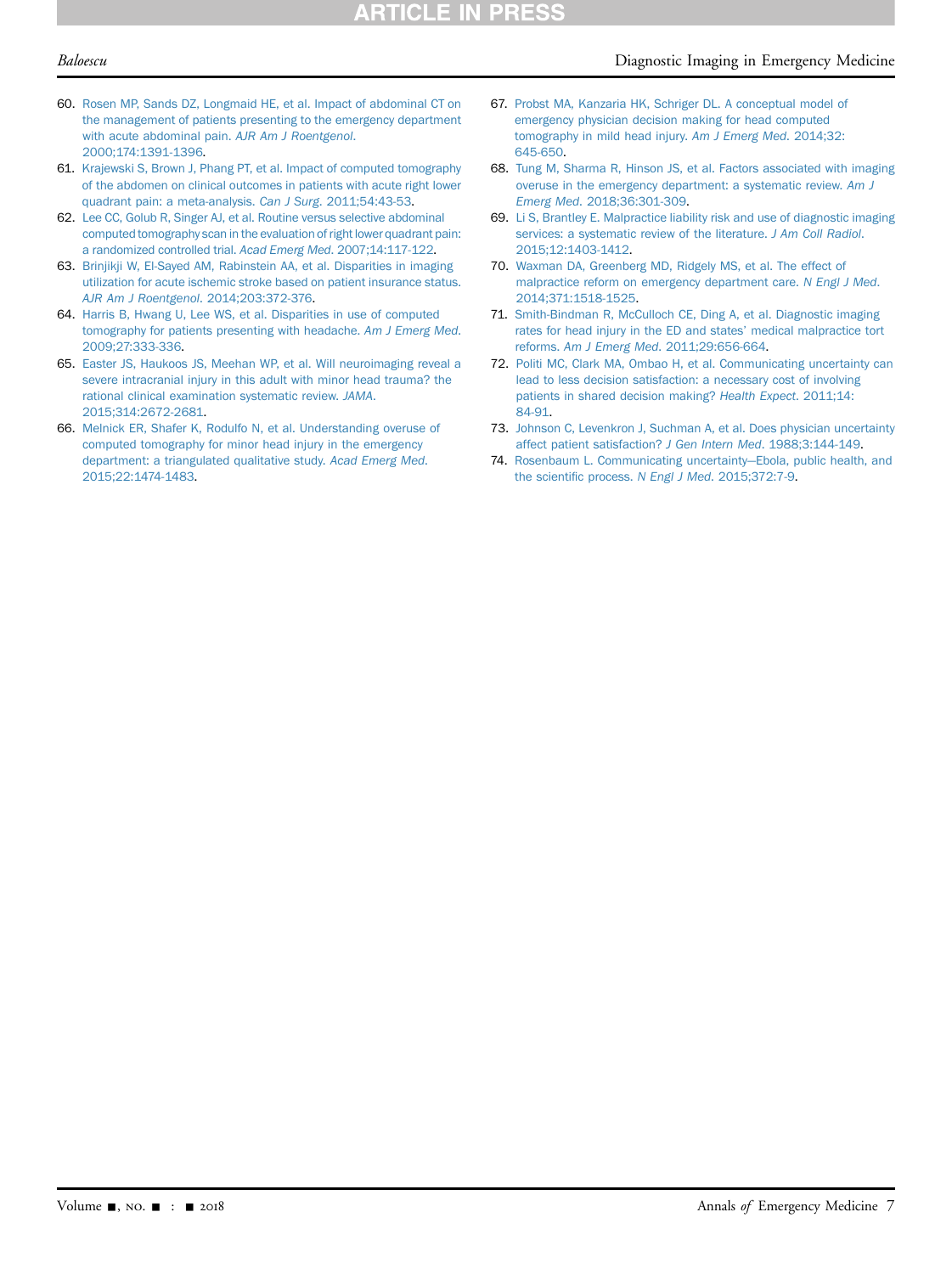60. Rosen MP, Sands DZ, Longmaid HE, et al. Impact of abdominal CT on the management of patients presenting to the emergency department with acute abdominal pain. *AJR Am J Roentgenol*. 2000;174:1391-1396.
61. Krajewski S, Brown J, Phang PT, et al. Impact of computed tomography of the abdomen on clinical outcomes in patients with acute right lower quadrant pain: a meta-analysis. *Can J Surg*. 2011;54:43-53.
62. Lee CC, Golub R, Singer AJ, et al. Routine versus selective abdominal computed tomography scan in the evaluation of right lower quadrant pain: a randomized controlled trial. *Acad Emerg Med*. 2007;14:117-122.
63. Brinjikji W, El-Sayed AM, Rabinstein AA, et al. Disparities in imaging utilization for acute ischemic stroke based on patient insurance status. *AJR Am J Roentgenol*. 2014;203:372-376.
64. Harris B, Hwang U, Lee WS, et al. Disparities in use of computed tomography for patients presenting with headache. *Am J Emerg Med*. 2009;27:333-336.
65. Easter JS, Haukoos JS, Meehan WP, et al. Will neuroimaging reveal a severe intracranial injury in this adult with minor head trauma? the rational clinical examination systematic review. *JAMA*. 2015;314:2672-2681.
66. Melnick ER, Shafer K, Rodulfo N, et al. Understanding overuse of computed tomography for minor head injury in the emergency department: a triangulated qualitative study. *Acad Emerg Med*. 2015;22:1474-1483.
67. Probst MA, Kanzaria HK, Schriger DL. A conceptual model of emergency physician decision making for head computed tomography in mild head injury. *Am J Emerg Med*. 2014;32:645-650.
68. Tung M, Sharma R, Hinson JS, et al. Factors associated with imaging overuse in the emergency department: a systematic review. *Am J Emerg Med*. 2018;36:301-309.
69. Li S, Brantley E. Malpractice liability risk and use of diagnostic imaging services: a systematic review of the literature. *J Am Coll Radiol*. 2015;12:1403-1412.
70. Waxman DA, Greenberg MD, Ridgely MS, et al. The effect of malpractice reform on emergency department care. *N Engl J Med*. 2014;371:1518-1525.
71. Smith-Bindman R, McCulloch CE, Ding A, et al. Diagnostic imaging rates for head injury in the ED and states' medical malpractice tort reforms. *Am J Emerg Med*. 2011;29:656-664.
72. Politi MC, Clark MA, Ombao H, et al. Communicating uncertainty can lead to less decision satisfaction: a necessary cost of involving patients in shared decision making? *Health Expect*. 2011;14:84-91.
73. Johnson C, Levenkron J, Suchman A, et al. Does physician uncertainty affect patient satisfaction? *J Gen Intern Med*. 1988;3:144-149.
74. Rosenbaum L. Communicating uncertainty—Ebola, public health, and the scientific process. *N Engl J Med*. 2015;372:7-9.